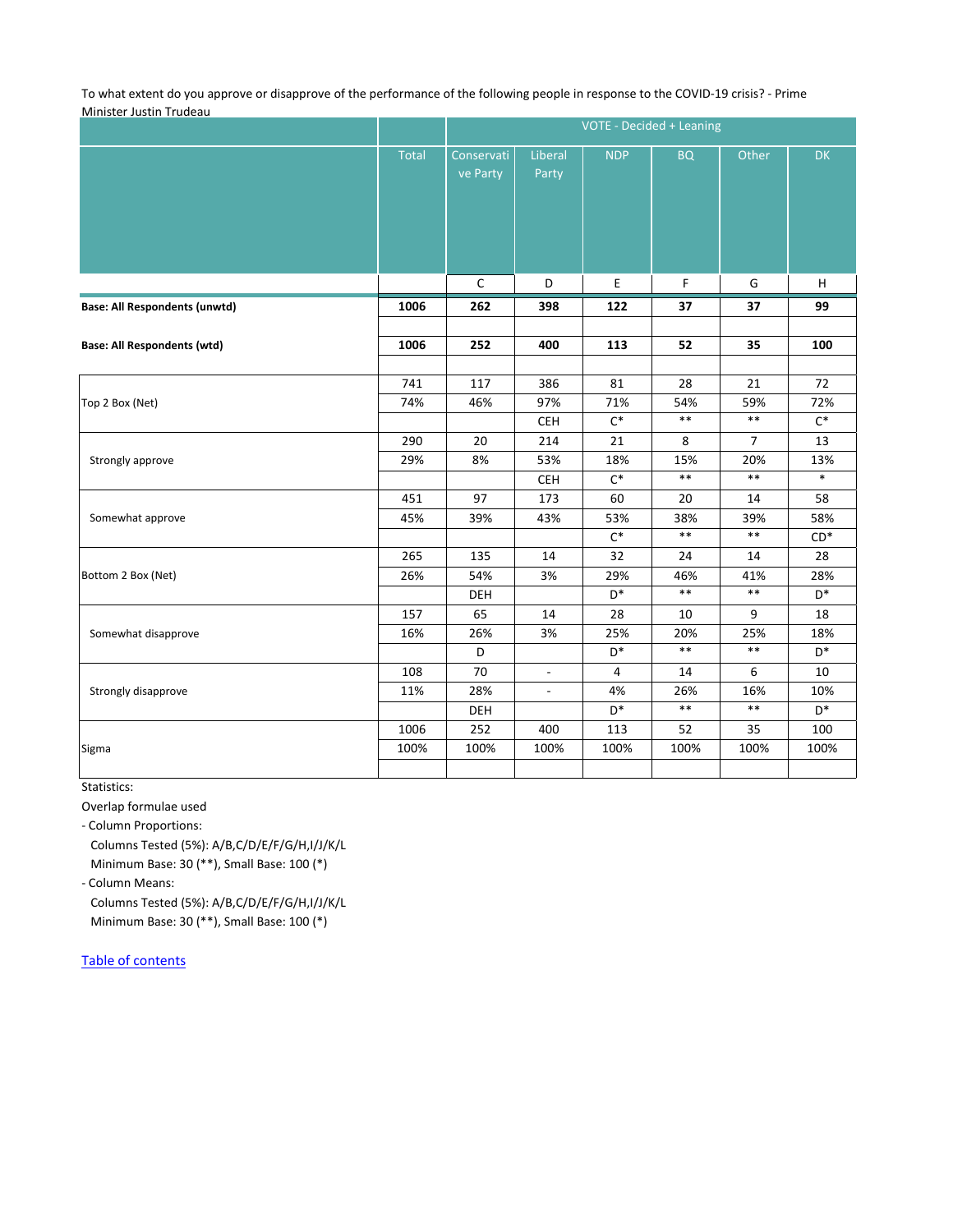To what extent do you approve or disapprove of the performance of the following people in response to the COVID-19 crisis? - Prime Minister Justin Trudeau

| | | VOTE - Decided + Leaning | | | | | |
|---|---|---|---|---|---|---|---|
| | Total | Conservative Party | Liberal Party | NDP | BQ | Other | DK |
| | | C | D | E | F | G | H |
| **Base: All Respondents (unwtd)** | **1006** | **262** | **398** | **122** | **37** | **37** | **99** |
| **Base: All Respondents (wtd)** | **1006** | **252** | **400** | **113** | **52** | **35** | **100** |
| Top 2 Box (Net) | 741 | 117 | 386 | 81 | 28 | 21 | 72 |
| | 74% | 46% | 97% | 71% | 54% | 59% | 72% |
| | | | CEH | C* | ** | ** | C* |
| Strongly approve | 290 | 20 | 214 | 21 | 8 | 7 | 13 |
| | 29% | 8% | 53% | 18% | 15% | 20% | 13% |
| | | | CEH | C* | ** | ** | * |
| Somewhat approve | 451 | 97 | 173 | 60 | 20 | 14 | 58 |
| | 45% | 39% | 43% | 53% | 38% | 39% | 58% |
| | | | | C* | ** | ** | CD* |
| Bottom 2 Box (Net) | 265 | 135 | 14 | 32 | 24 | 14 | 28 |
| | 26% | 54% | 3% | 29% | 46% | 41% | 28% |
| | | DEH | | D* | ** | ** | D* |
| Somewhat disapprove | 157 | 65 | 14 | 28 | 10 | 9 | 18 |
| | 16% | 26% | 3% | 25% | 20% | 25% | 18% |
| | | D | | D* | ** | ** | D* |
| Strongly disapprove | 108 | 70 | - | 4 | 14 | 6 | 10 |
| | 11% | 28% | - | 4% | 26% | 16% | 10% |
| | | DEH | | D* | ** | ** | D* |
| Sigma | 1006 | 252 | 400 | 113 | 52 | 35 | 100 |
| | 100% | 100% | 100% | 100% | 100% | 100% | 100% |

Statistics:

Overlap formulae used

- Column Proportions:
  Columns Tested (5%): A/B,C/D/E/F/G/H,I/J/K/L
  Minimum Base: 30 (**), Small Base: 100 (*)
- Column Means:
  Columns Tested (5%): A/B,C/D/E/F/G/H,I/J/K/L
  Minimum Base: 30 (**), Small Base: 100 (*)

Table of contents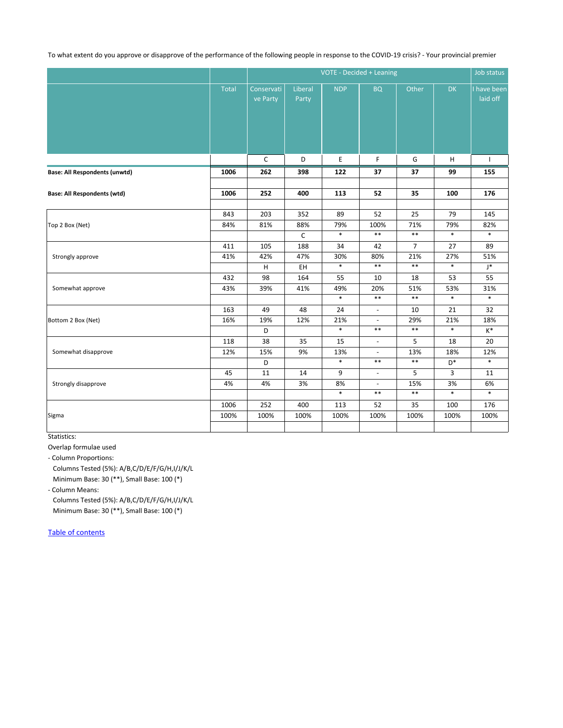To what extent do you approve or disapprove of the performance of the following people in response to the COVID-19 crisis? - Your provincial premier

| | | VOTE - Decided + Leaning | | | | | | Job status |
|---|---|---|---|---|---|---|---|---|
| | Total | Conservative Party | Liberal Party | NDP | BQ | Other | DK | I have been laid off |
| | | C | D | E | F | G | H | I |
| **Base: All Respondents (unwtd)** | **1006** | **262** | **398** | **122** | **37** | **37** | **99** | **155** |
| **Base: All Respondents (wtd)** | **1006** | **252** | **400** | **113** | **52** | **35** | **100** | **176** |
| Top 2 Box (Net) | 843 | 203 | 352 | 89 | 52 | 25 | 79 | 145 |
| | 84% | 81% | 88% | 79% | 100% | 71% | 79% | 82% |
| | | | C | * | ** | ** | * | * |
| Strongly approve | 411 | 105 | 188 | 34 | 42 | 7 | 27 | 89 |
| | 41% | 42% | 47% | 30% | 80% | 21% | 27% | 51% |
| | | H | EH | * | ** | ** | * | J* |
| Somewhat approve | 432 | 98 | 164 | 55 | 10 | 18 | 53 | 55 |
| | 43% | 39% | 41% | 49% | 20% | 51% | 53% | 31% |
| | | | | * | ** | ** | * | * |
| Bottom 2 Box (Net) | 163 | 49 | 48 | 24 | - | 10 | 21 | 32 |
| | 16% | 19% | 12% | 21% | - | 29% | 21% | 18% |
| | | D | | * | ** | ** | * | K* |
| Somewhat disapprove | 118 | 38 | 35 | 15 | - | 5 | 18 | 20 |
| | 12% | 15% | 9% | 13% | - | 13% | 18% | 12% |
| | | D | | * | ** | ** | D* | * |
| Strongly disapprove | 45 | 11 | 14 | 9 | - | 5 | 3 | 11 |
| | 4% | 4% | 3% | 8% | - | 15% | 3% | 6% |
| | | | | * | ** | ** | * | * |
| Sigma | 1006 | 252 | 400 | 113 | 52 | 35 | 100 | 176 |
| | 100% | 100% | 100% | 100% | 100% | 100% | 100% | 100% |

Statistics:
Overlap formulae used
- Column Proportions:
  Columns Tested (5%): A/B,C/D/E/F/G/H,I/J/K/L
  Minimum Base: 30 (**), Small Base: 100 (*)
- Column Means:
  Columns Tested (5%): A/B,C/D/E/F/G/H,I/J/K/L
  Minimum Base: 30 (**), Small Base: 100 (*)

Table of contents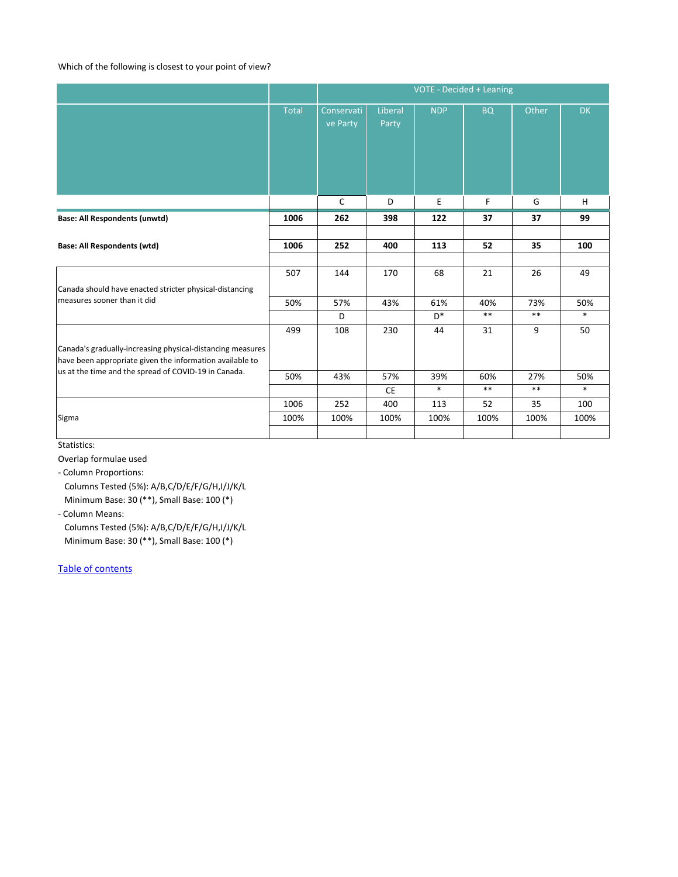Which of the following is closest to your point of view?

| | Total | VOTE - Decided + Leaning | | | | | |
|---|---|---|---|---|---|---|---|
| | Total | Conservative Party | Liberal Party | NDP | BQ | Other | DK |
| | | C | D | E | F | G | H |
| **Base: All Respondents (unwtd)** | **1006** | **262** | **398** | **122** | **37** | **37** | **99** |
| **Base: All Respondents (wtd)** | **1006** | **252** | **400** | **113** | **52** | **35** | **100** |
| Canada should have enacted stricter physical-distancing measures sooner than it did | 507 | 144 | 170 | 68 | 21 | 26 | 49 |
| | 50% | 57% | 43% | 61% | 40% | 73% | 50% |
| | | D | | D* | ** | ** | * |
| Canada's gradually-increasing physical-distancing measures have been appropriate given the information available to us at the time and the spread of COVID-19 in Canada. | 499 | 108 | 230 | 44 | 31 | 9 | 50 |
| | 50% | 43% | 57% | 39% | 60% | 27% | 50% |
| | | | CE | * | ** | ** | * |
| Sigma | 1006 | 252 | 400 | 113 | 52 | 35 | 100 |
| | 100% | 100% | 100% | 100% | 100% | 100% | 100% |

Statistics:

Overlap formulae used

- Column Proportions:
  Columns Tested (5%): A/B,C/D/E/F/G/H,I/J/K/L
  Minimum Base: 30 (**), Small Base: 100 (*)
- Column Means:
  Columns Tested (5%): A/B,C/D/E/F/G/H,I/J/K/L
  Minimum Base: 30 (**), Small Base: 100 (*)

Table of contents